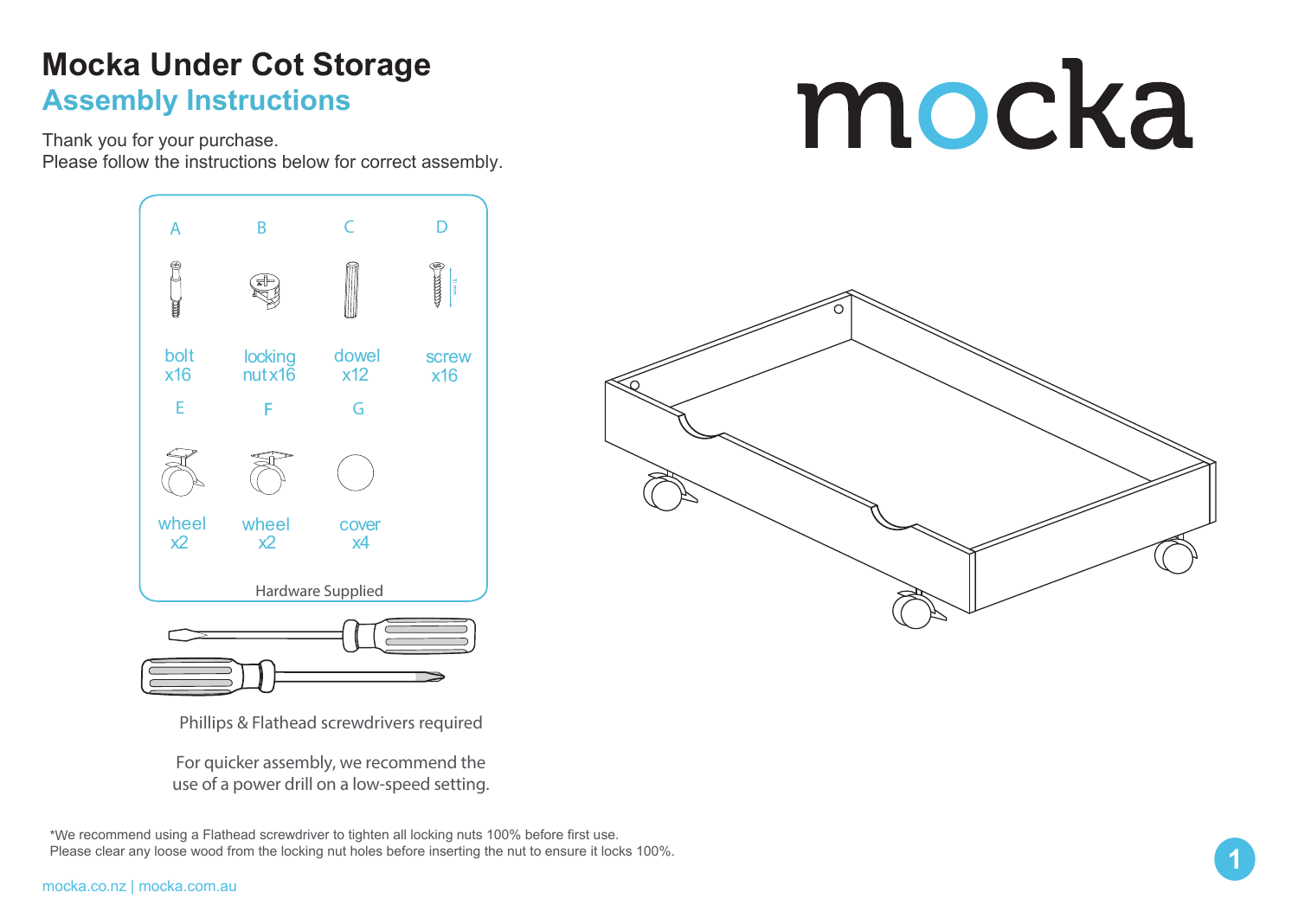# Mocka Under Cot Storage

## Assembly Instructions

Thank you for your purchase.
Please follow the instructions below for correct assembly.

mocka

| | Part | Quantity |
|---|---|---|
| A | bolt | x16 |
| B | locking nut | x16 |
| C | dowel | x12 |
| D | screw | x16 |
| E | wheel | x2 |
| F | wheel | x2 |
| G | cover | x4 |

Hardware Supplied

Phillips & Flathead screwdrivers required

For quicker assembly, we recommend the use of a power drill on a low-speed setting.

*We recommend using a Flathead screwdriver to tighten all locking nuts 100% before first use.
Please clear any loose wood from the locking nut holes before inserting the nut to ensure it locks 100%.

mocka.co.nz | mocka.com.au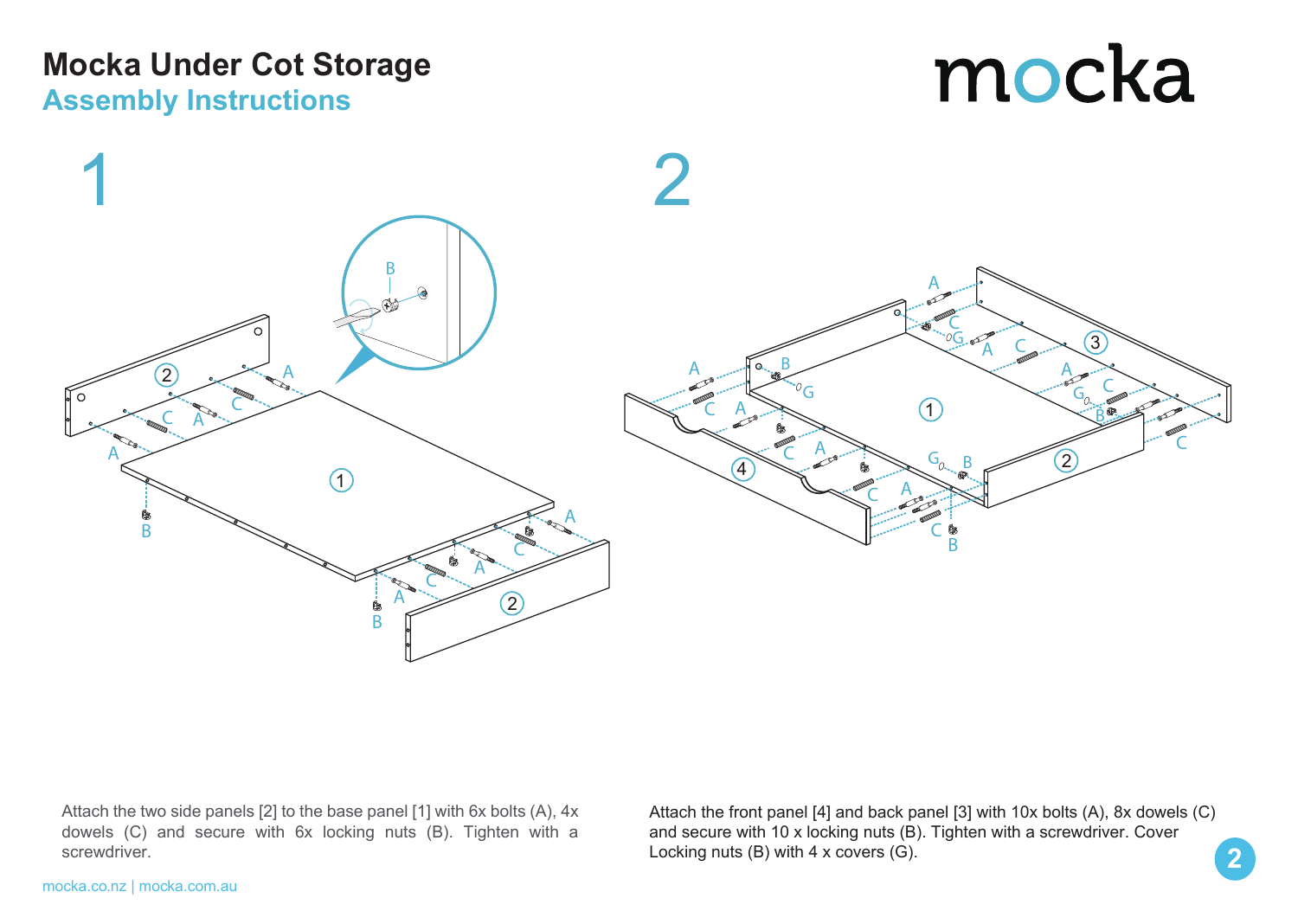# Mocka Under Cot Storage

## Assembly Instructions

mocka

## 1

Attach the two side panels [2] to the base panel [1] with 6x bolts (A), 4x dowels (C) and secure with 6x locking nuts (B). Tighten with a screwdriver.

## 2

Attach the front panel [4] and back panel [3] with 10x bolts (A), 8x dowels (C) and secure with 10 x locking nuts (B). Tighten with a screwdriver. Cover Locking nuts (B) with 4 x covers (G).

mocka.co.nz | mocka.com.au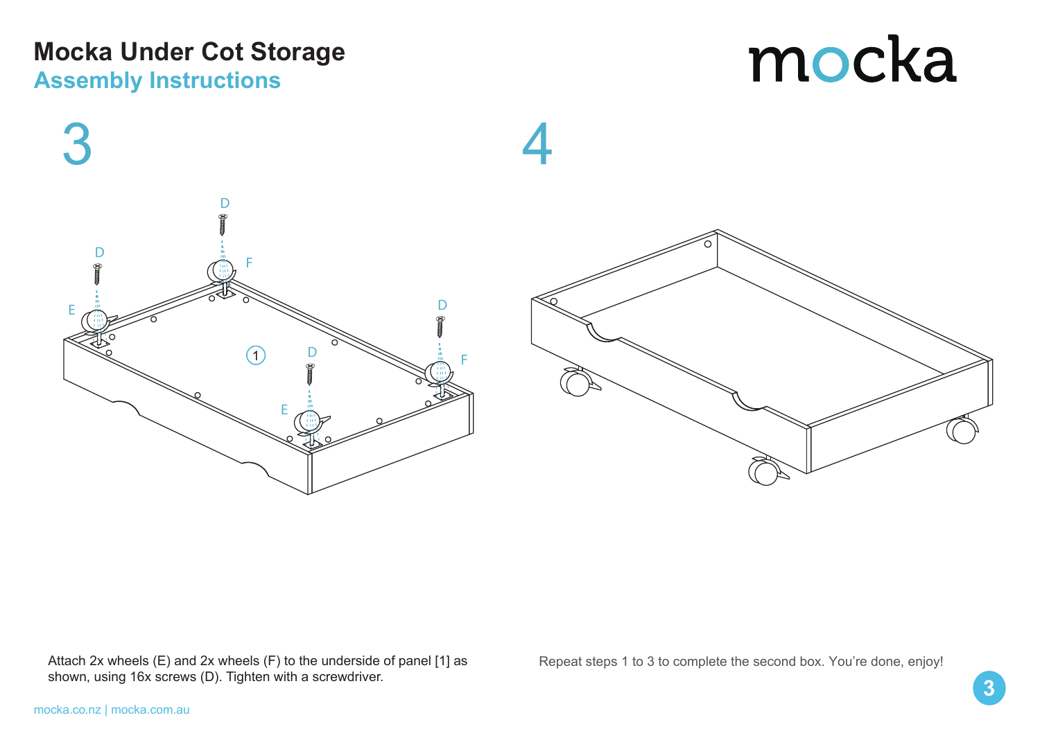# Mocka Under Cot Storage

## Assembly Instructions

mocka

3

D

D

E

F

D

1

D

F

E

4

Attach 2x wheels (E) and 2x wheels (F) to the underside of panel [1] as shown, using 16x screws (D). Tighten with a screwdriver.

Repeat steps 1 to 3 to complete the second box. You're done, enjoy!

mocka.co.nz | mocka.com.au